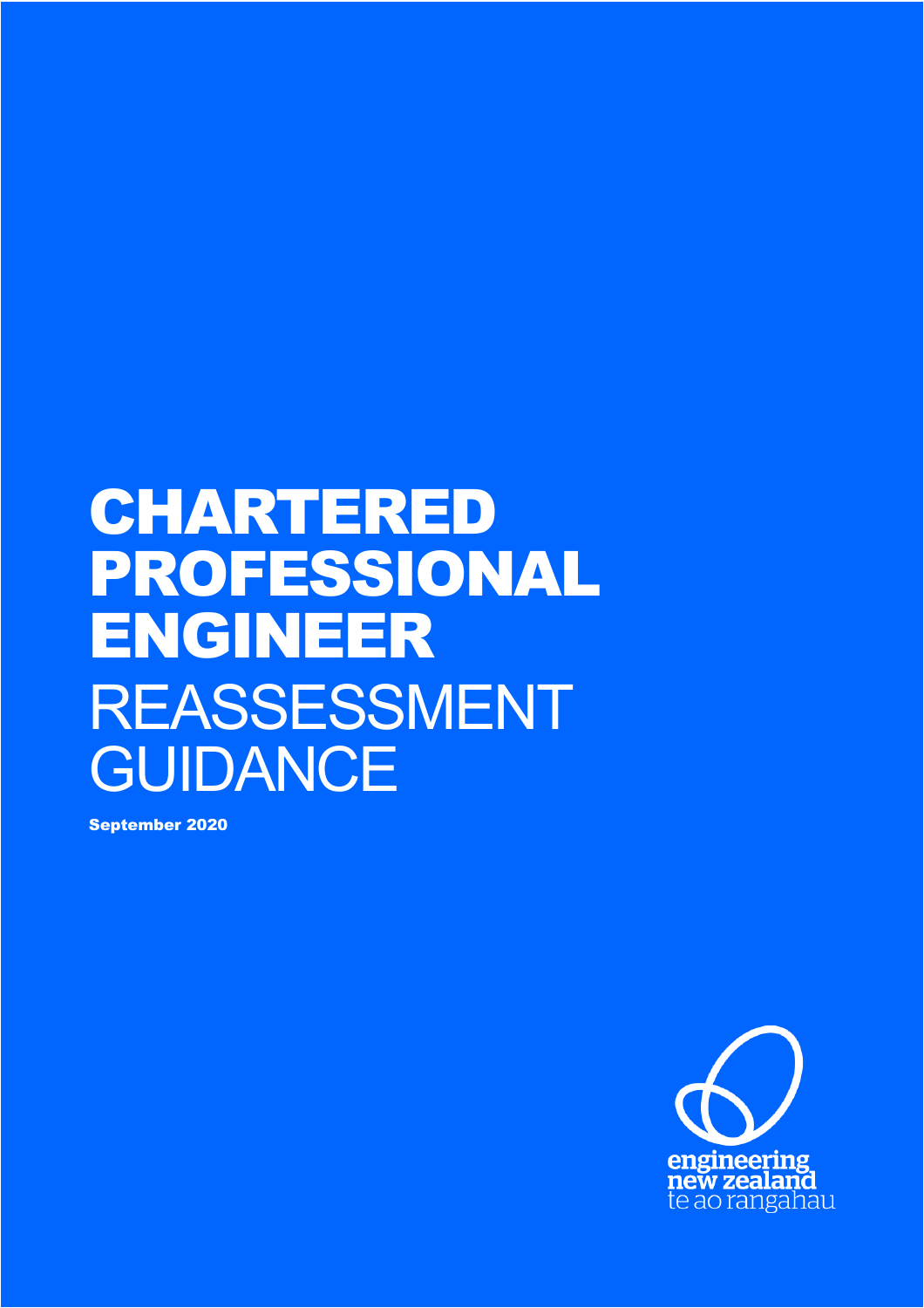# CHARTERED PROFESSIONAL ENGINEER REASSESSMENT GUIDANCE

**September 2020**

engineering new zealand
te ao rangahau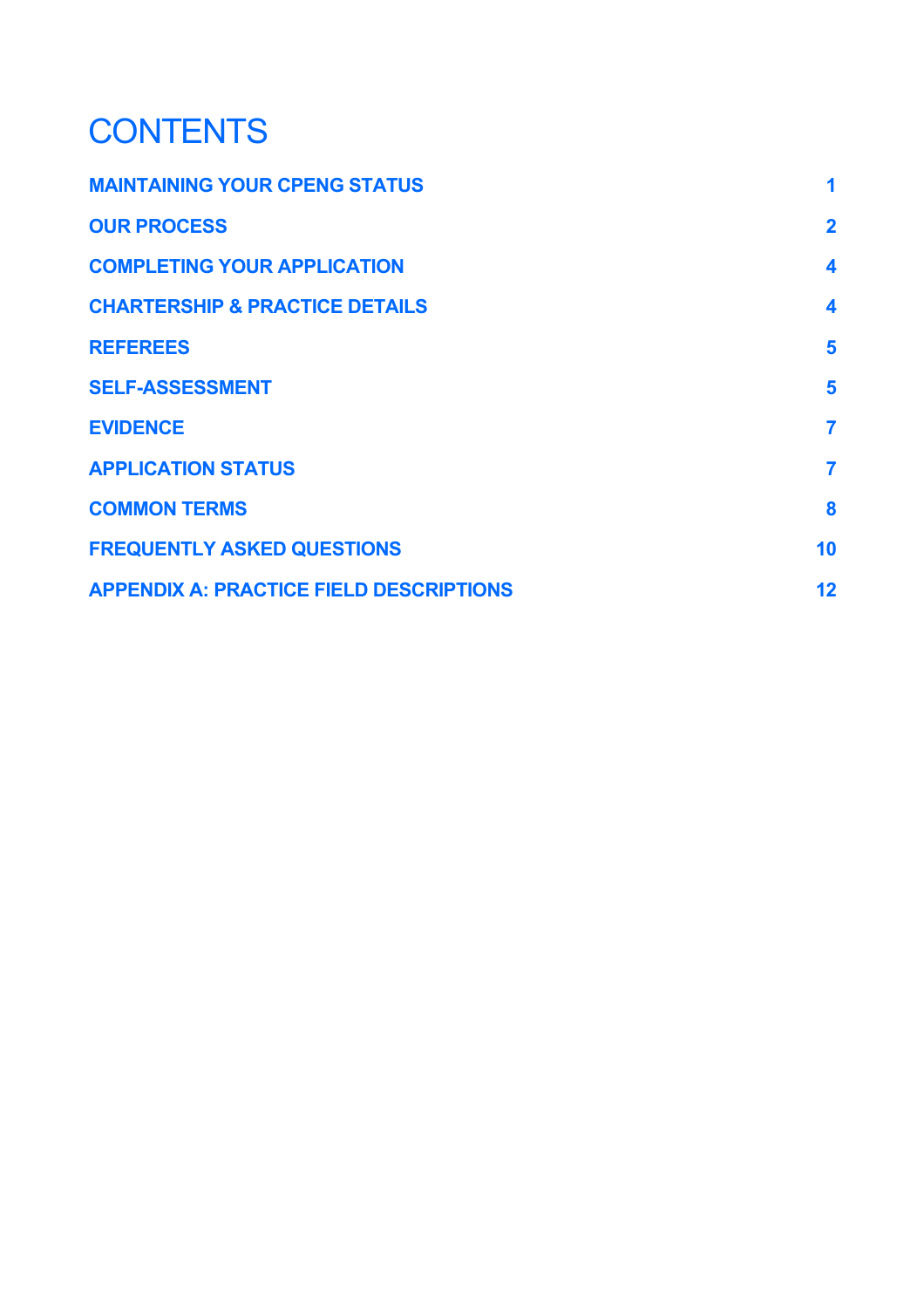# CONTENTS

| | |
|---|---|
| **MAINTAINING YOUR CPENG STATUS** | **1** |
| **OUR PROCESS** | **2** |
| **COMPLETING YOUR APPLICATION** | **4** |
| **CHARTERSHIP & PRACTICE DETAILS** | **4** |
| **REFEREES** | **5** |
| **SELF-ASSESSMENT** | **5** |
| **EVIDENCE** | **7** |
| **APPLICATION STATUS** | **7** |
| **COMMON TERMS** | **8** |
| **FREQUENTLY ASKED QUESTIONS** | **10** |
| **APPENDIX A: PRACTICE FIELD DESCRIPTIONS** | **12** |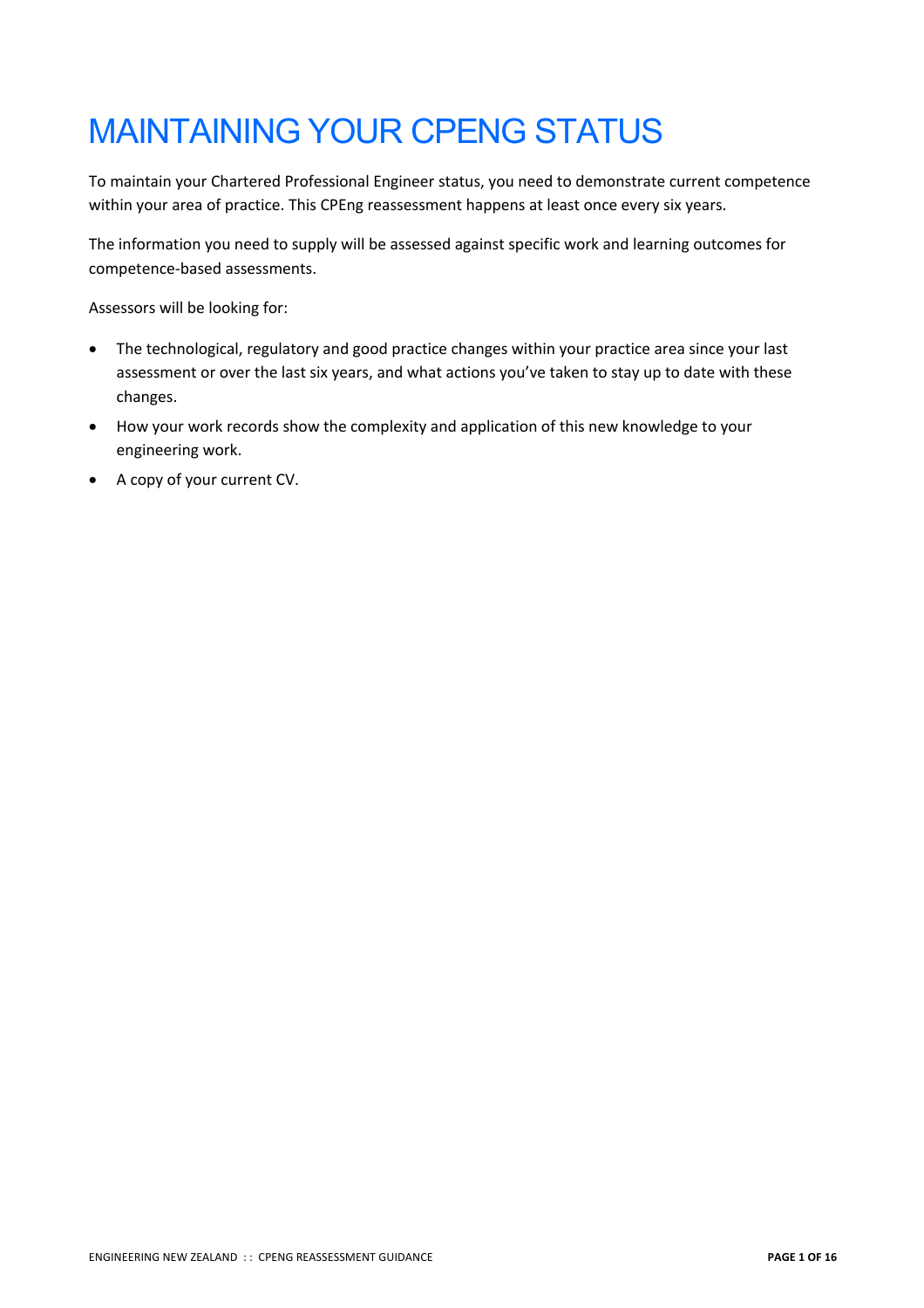# MAINTAINING YOUR CPENG STATUS

To maintain your Chartered Professional Engineer status, you need to demonstrate current competence within your area of practice. This CPEng reassessment happens at least once every six years.

The information you need to supply will be assessed against specific work and learning outcomes for competence-based assessments.

Assessors will be looking for:

- The technological, regulatory and good practice changes within your practice area since your last assessment or over the last six years, and what actions you've taken to stay up to date with these changes.
- How your work records show the complexity and application of this new knowledge to your engineering work.
- A copy of your current CV.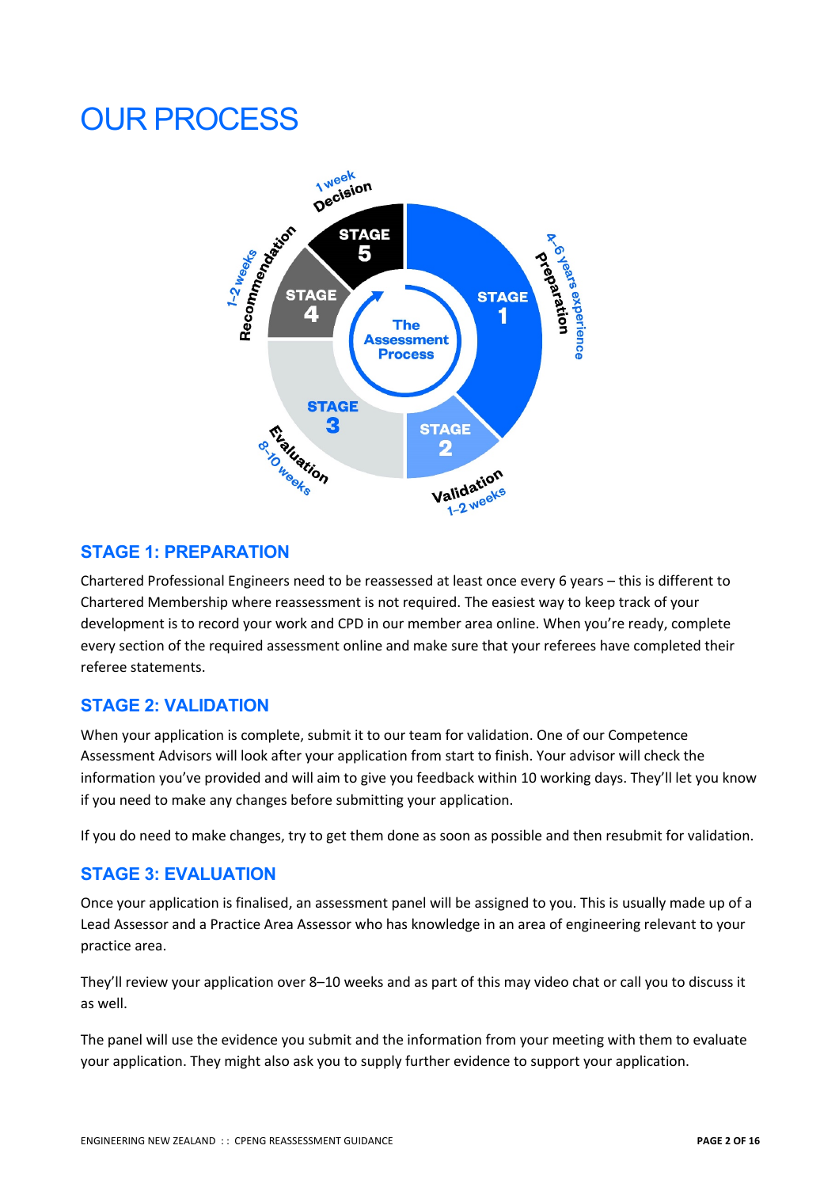# OUR PROCESS

## STAGE 1: PREPARATION

Chartered Professional Engineers need to be reassessed at least once every 6 years – this is different to Chartered Membership where reassessment is not required. The easiest way to keep track of your development is to record your work and CPD in our member area online. When you're ready, complete every section of the required assessment online and make sure that your referees have completed their referee statements.

## STAGE 2: VALIDATION

When your application is complete, submit it to our team for validation. One of our Competence Assessment Advisors will look after your application from start to finish. Your advisor will check the information you've provided and will aim to give you feedback within 10 working days. They'll let you know if you need to make any changes before submitting your application.

If you do need to make changes, try to get them done as soon as possible and then resubmit for validation.

## STAGE 3: EVALUATION

Once your application is finalised, an assessment panel will be assigned to you. This is usually made up of a Lead Assessor and a Practice Area Assessor who has knowledge in an area of engineering relevant to your practice area.

They'll review your application over 8–10 weeks and as part of this may video chat or call you to discuss it as well.

The panel will use the evidence you submit and the information from your meeting with them to evaluate your application. They might also ask you to supply further evidence to support your application.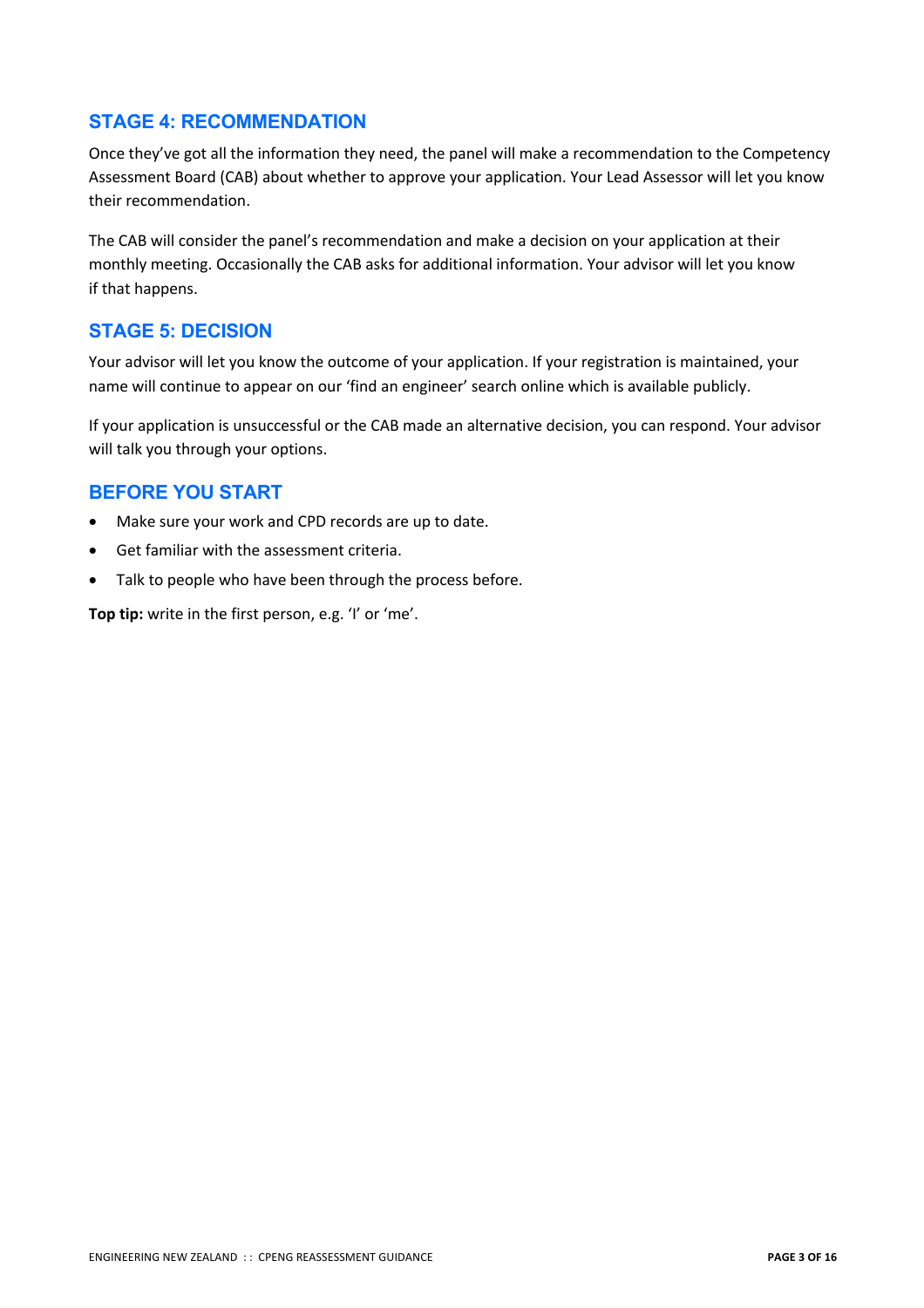## STAGE 4: RECOMMENDATION

Once they've got all the information they need, the panel will make a recommendation to the Competency Assessment Board (CAB) about whether to approve your application. Your Lead Assessor will let you know their recommendation.

The CAB will consider the panel's recommendation and make a decision on your application at their monthly meeting. Occasionally the CAB asks for additional information. Your advisor will let you know if that happens.

## STAGE 5: DECISION

Your advisor will let you know the outcome of your application. If your registration is maintained, your name will continue to appear on our 'find an engineer' search online which is available publicly.

If your application is unsuccessful or the CAB made an alternative decision, you can respond. Your advisor will talk you through your options.

## BEFORE YOU START

- Make sure your work and CPD records are up to date.
- Get familiar with the assessment criteria.
- Talk to people who have been through the process before.

**Top tip:** write in the first person, e.g. 'I' or 'me'.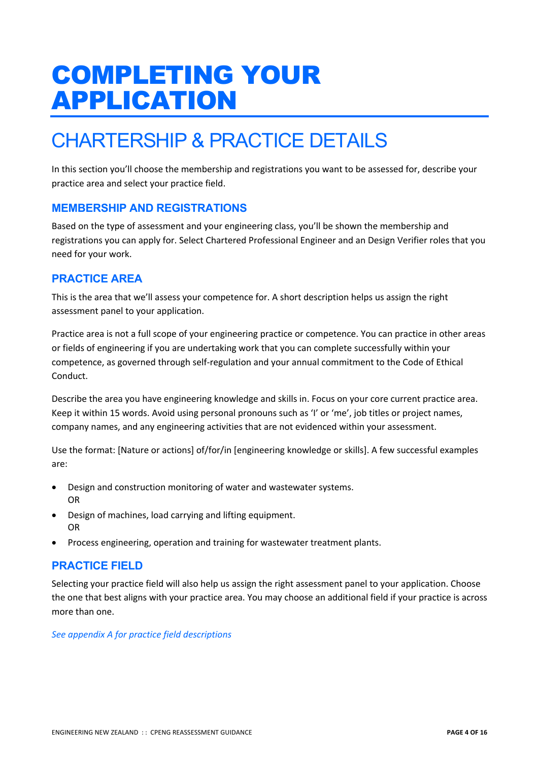# COMPLETING YOUR APPLICATION

## CHARTERSHIP & PRACTICE DETAILS

In this section you'll choose the membership and registrations you want to be assessed for, describe your practice area and select your practice field.

### MEMBERSHIP AND REGISTRATIONS

Based on the type of assessment and your engineering class, you'll be shown the membership and registrations you can apply for. Select Chartered Professional Engineer and an Design Verifier roles that you need for your work.

### PRACTICE AREA

This is the area that we'll assess your competence for. A short description helps us assign the right assessment panel to your application.

Practice area is not a full scope of your engineering practice or competence. You can practice in other areas or fields of engineering if you are undertaking work that you can complete successfully within your competence, as governed through self-regulation and your annual commitment to the Code of Ethical Conduct.

Describe the area you have engineering knowledge and skills in. Focus on your core current practice area. Keep it within 15 words. Avoid using personal pronouns such as 'I' or 'me', job titles or project names, company names, and any engineering activities that are not evidenced within your assessment.

Use the format: [Nature or actions] of/for/in [engineering knowledge or skills]. A few successful examples are:

- Design and construction monitoring of water and wastewater systems.
  OR
- Design of machines, load carrying and lifting equipment.
  OR
- Process engineering, operation and training for wastewater treatment plants.

### PRACTICE FIELD

Selecting your practice field will also help us assign the right assessment panel to your application. Choose the one that best aligns with your practice area. You may choose an additional field if your practice is across more than one.

*See appendix A for practice field descriptions*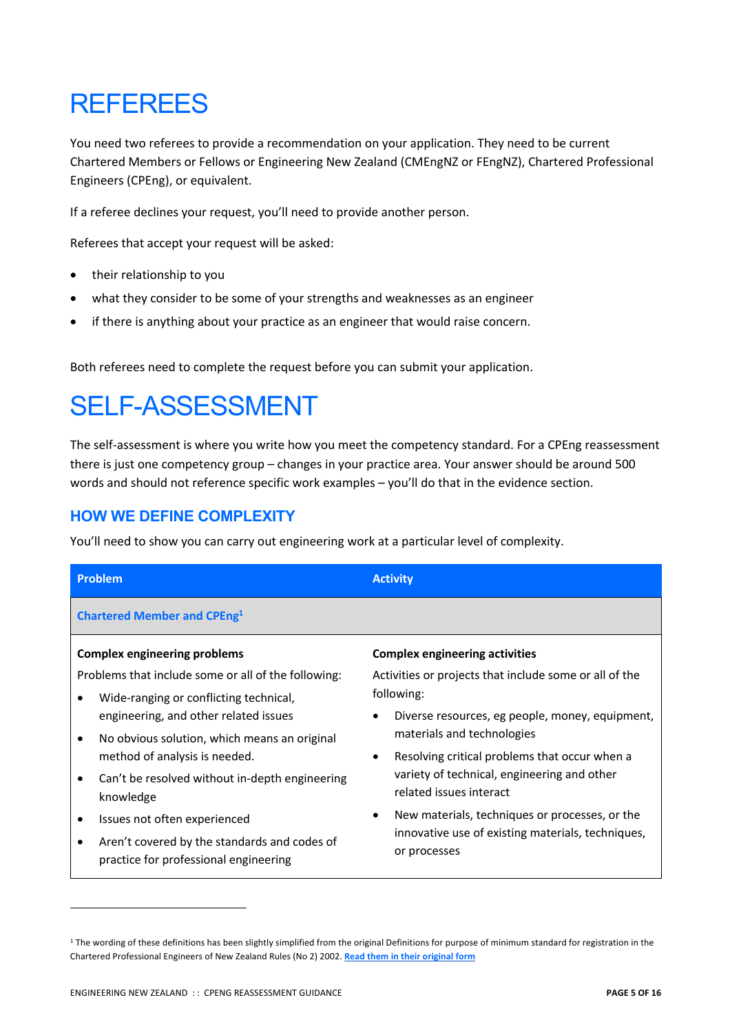# REFEREES

You need two referees to provide a recommendation on your application. They need to be current Chartered Members or Fellows or Engineering New Zealand (CMEngNZ or FEngNZ), Chartered Professional Engineers (CPEng), or equivalent.

If a referee declines your request, you'll need to provide another person.

Referees that accept your request will be asked:

- their relationship to you
- what they consider to be some of your strengths and weaknesses as an engineer
- if there is anything about your practice as an engineer that would raise concern.

Both referees need to complete the request before you can submit your application.

# SELF-ASSESSMENT

The self-assessment is where you write how you meet the competency standard. For a CPEng reassessment there is just one competency group – changes in your practice area. Your answer should be around 500 words and should not reference specific work examples – you'll do that in the evidence section.

## HOW WE DEFINE COMPLEXITY

You'll need to show you can carry out engineering work at a particular level of complexity.

| Problem | Activity |
|---|---|
| **Chartered Member and CPEng[1]** | |
| **Complex engineering problems**<br>Problems that include some or all of the following:<br>• Wide-ranging or conflicting technical, engineering, and other related issues<br>• No obvious solution, which means an original method of analysis is needed.<br>• Can't be resolved without in-depth engineering knowledge<br>• Issues not often experienced<br>• Aren't covered by the standards and codes of practice for professional engineering | **Complex engineering activities**<br>Activities or projects that include some or all of the following:<br>• Diverse resources, eg people, money, equipment, materials and technologies<br>• Resolving critical problems that occur when a variety of technical, engineering and other related issues interact<br>• New materials, techniques or processes, or the innovative use of existing materials, techniques, or processes |

[1] The wording of these definitions has been slightly simplified from the original Definitions for purpose of minimum standard for registration in the Chartered Professional Engineers of New Zealand Rules (No 2) 2002. [Read them in their original form]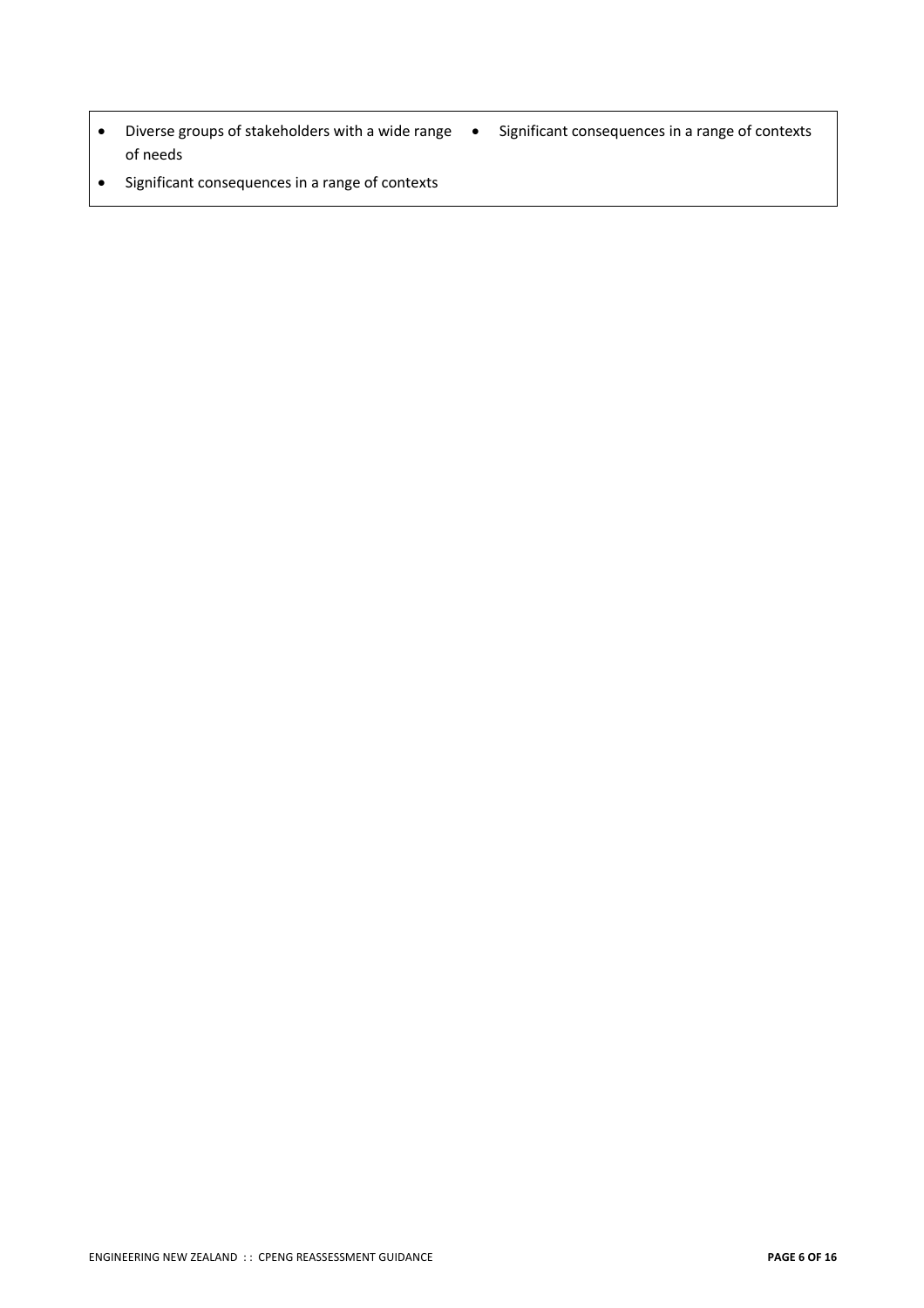| | |
|---|---|
| • Diverse groups of stakeholders with a wide range of needs<br>• Significant consequences in a range of contexts | • Significant consequences in a range of contexts |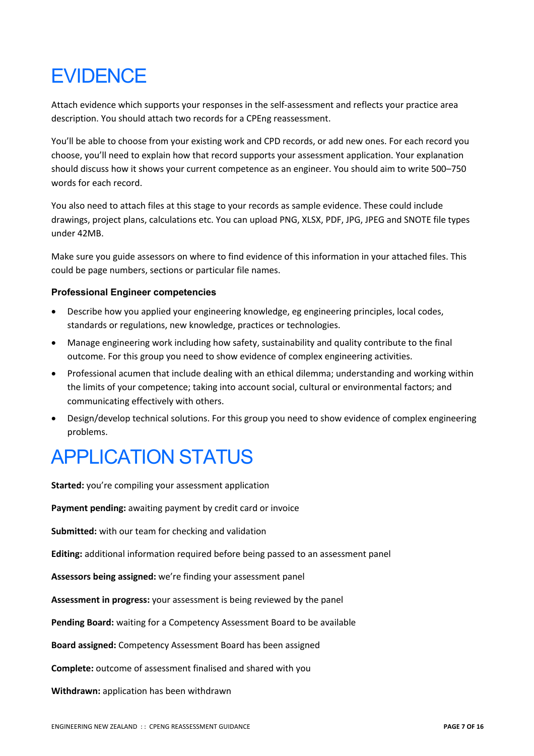# EVIDENCE

Attach evidence which supports your responses in the self-assessment and reflects your practice area description. You should attach two records for a CPEng reassessment.

You'll be able to choose from your existing work and CPD records, or add new ones. For each record you choose, you'll need to explain how that record supports your assessment application. Your explanation should discuss how it shows your current competence as an engineer. You should aim to write 500–750 words for each record.

You also need to attach files at this stage to your records as sample evidence. These could include drawings, project plans, calculations etc. You can upload PNG, XLSX, PDF, JPG, JPEG and SNOTE file types under 42MB.

Make sure you guide assessors on where to find evidence of this information in your attached files. This could be page numbers, sections or particular file names.

### Professional Engineer competencies

- Describe how you applied your engineering knowledge, eg engineering principles, local codes, standards or regulations, new knowledge, practices or technologies.
- Manage engineering work including how safety, sustainability and quality contribute to the final outcome. For this group you need to show evidence of complex engineering activities.
- Professional acumen that include dealing with an ethical dilemma; understanding and working within the limits of your competence; taking into account social, cultural or environmental factors; and communicating effectively with others.
- Design/develop technical solutions. For this group you need to show evidence of complex engineering problems.

# APPLICATION STATUS

**Started:** you're compiling your assessment application

**Payment pending:** awaiting payment by credit card or invoice

**Submitted:** with our team for checking and validation

**Editing:** additional information required before being passed to an assessment panel

**Assessors being assigned:** we're finding your assessment panel

**Assessment in progress:** your assessment is being reviewed by the panel

**Pending Board:** waiting for a Competency Assessment Board to be available

**Board assigned:** Competency Assessment Board has been assigned

**Complete:** outcome of assessment finalised and shared with you

**Withdrawn:** application has been withdrawn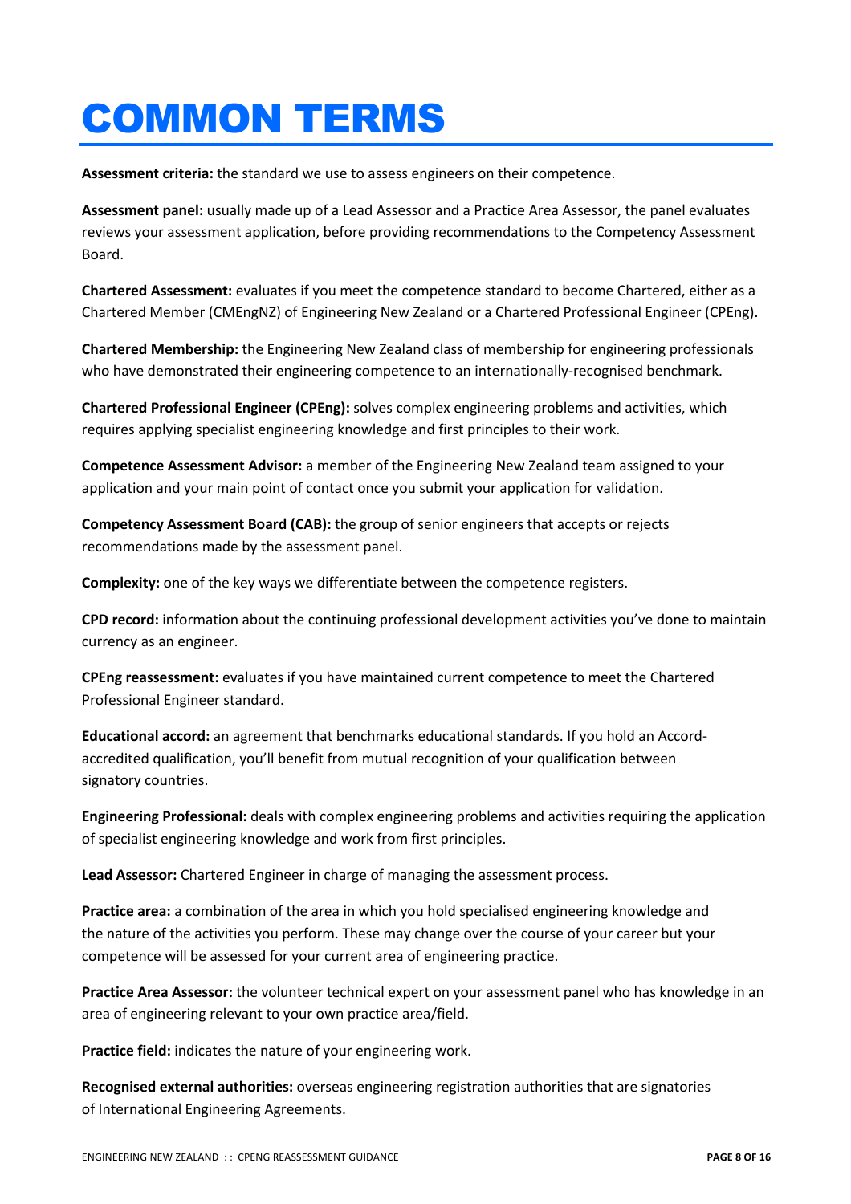# COMMON TERMS

**Assessment criteria:** the standard we use to assess engineers on their competence.

**Assessment panel:** usually made up of a Lead Assessor and a Practice Area Assessor, the panel evaluates reviews your assessment application, before providing recommendations to the Competency Assessment Board.

**Chartered Assessment:** evaluates if you meet the competence standard to become Chartered, either as a Chartered Member (CMEngNZ) of Engineering New Zealand or a Chartered Professional Engineer (CPEng).

**Chartered Membership:** the Engineering New Zealand class of membership for engineering professionals who have demonstrated their engineering competence to an internationally-recognised benchmark.

**Chartered Professional Engineer (CPEng):** solves complex engineering problems and activities, which requires applying specialist engineering knowledge and first principles to their work.

**Competence Assessment Advisor:** a member of the Engineering New Zealand team assigned to your application and your main point of contact once you submit your application for validation.

**Competency Assessment Board (CAB):** the group of senior engineers that accepts or rejects recommendations made by the assessment panel.

**Complexity:** one of the key ways we differentiate between the competence registers.

**CPD record:** information about the continuing professional development activities you've done to maintain currency as an engineer.

**CPEng reassessment:** evaluates if you have maintained current competence to meet the Chartered Professional Engineer standard.

**Educational accord:** an agreement that benchmarks educational standards. If you hold an Accord-accredited qualification, you'll benefit from mutual recognition of your qualification between signatory countries.

**Engineering Professional:** deals with complex engineering problems and activities requiring the application of specialist engineering knowledge and work from first principles.

**Lead Assessor:** Chartered Engineer in charge of managing the assessment process.

**Practice area:** a combination of the area in which you hold specialised engineering knowledge and the nature of the activities you perform. These may change over the course of your career but your competence will be assessed for your current area of engineering practice.

**Practice Area Assessor:** the volunteer technical expert on your assessment panel who has knowledge in an area of engineering relevant to your own practice area/field.

**Practice field:** indicates the nature of your engineering work.

**Recognised external authorities:** overseas engineering registration authorities that are signatories of International Engineering Agreements.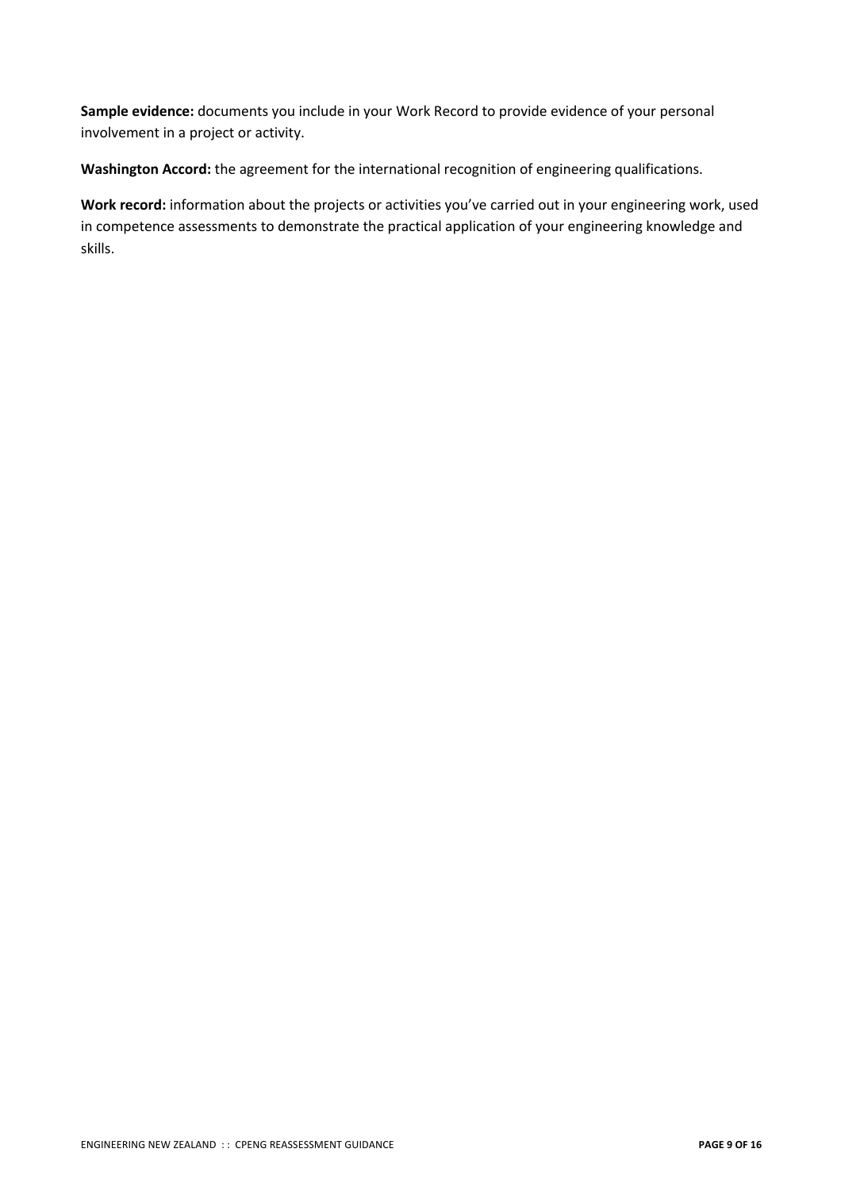**Sample evidence:** documents you include in your Work Record to provide evidence of your personal involvement in a project or activity.

**Washington Accord:** the agreement for the international recognition of engineering qualifications.

**Work record:** information about the projects or activities you've carried out in your engineering work, used in competence assessments to demonstrate the practical application of your engineering knowledge and skills.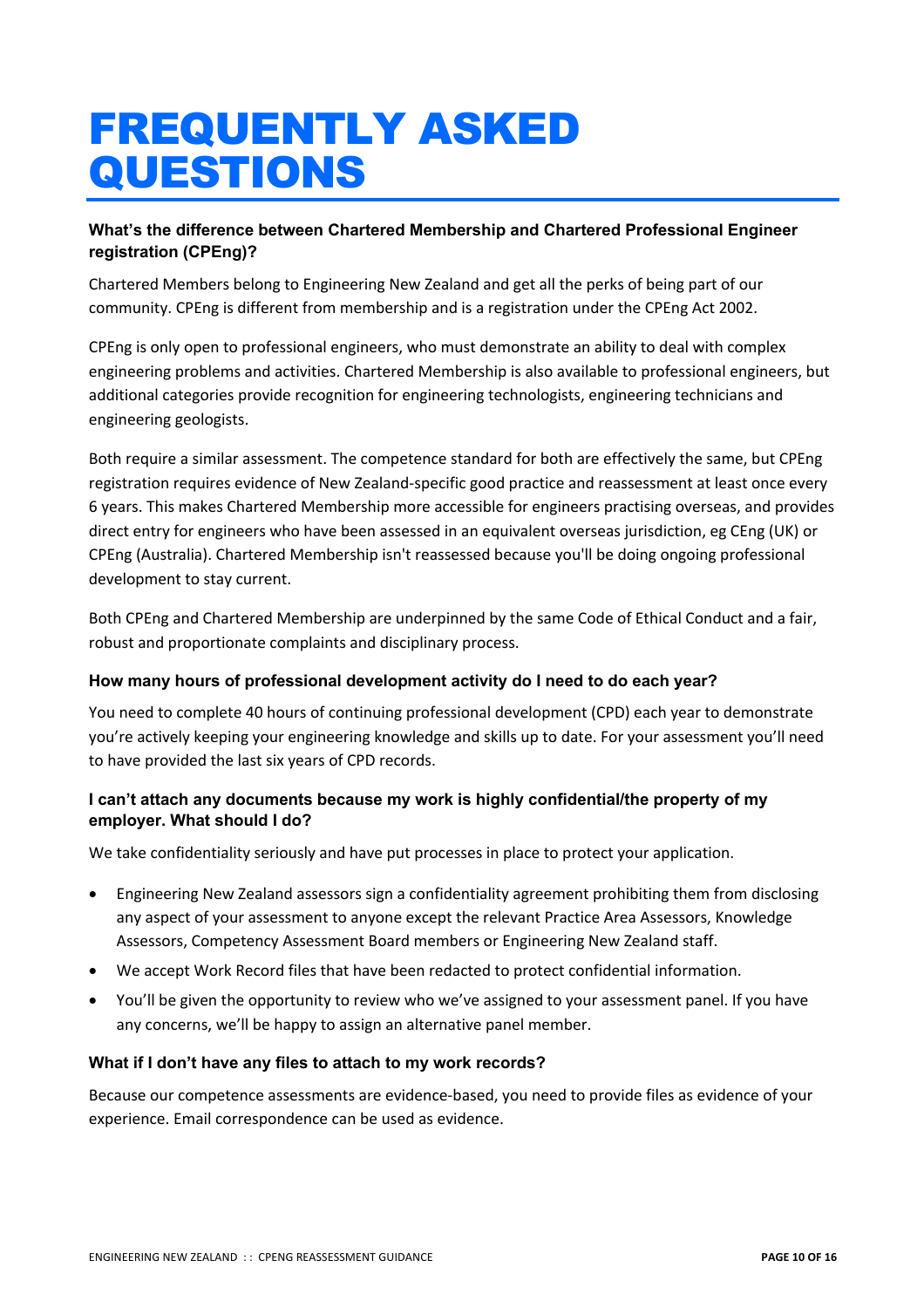# FREQUENTLY ASKED QUESTIONS

### What's the difference between Chartered Membership and Chartered Professional Engineer registration (CPEng)?

Chartered Members belong to Engineering New Zealand and get all the perks of being part of our community. CPEng is different from membership and is a registration under the CPEng Act 2002.

CPEng is only open to professional engineers, who must demonstrate an ability to deal with complex engineering problems and activities. Chartered Membership is also available to professional engineers, but additional categories provide recognition for engineering technologists, engineering technicians and engineering geologists.

Both require a similar assessment. The competence standard for both are effectively the same, but CPEng registration requires evidence of New Zealand-specific good practice and reassessment at least once every 6 years. This makes Chartered Membership more accessible for engineers practising overseas, and provides direct entry for engineers who have been assessed in an equivalent overseas jurisdiction, eg CEng (UK) or CPEng (Australia). Chartered Membership isn't reassessed because you'll be doing ongoing professional development to stay current.

Both CPEng and Chartered Membership are underpinned by the same Code of Ethical Conduct and a fair, robust and proportionate complaints and disciplinary process.

### How many hours of professional development activity do I need to do each year?

You need to complete 40 hours of continuing professional development (CPD) each year to demonstrate you're actively keeping your engineering knowledge and skills up to date. For your assessment you'll need to have provided the last six years of CPD records.

### I can't attach any documents because my work is highly confidential/the property of my employer. What should I do?

We take confidentiality seriously and have put processes in place to protect your application.

- Engineering New Zealand assessors sign a confidentiality agreement prohibiting them from disclosing any aspect of your assessment to anyone except the relevant Practice Area Assessors, Knowledge Assessors, Competency Assessment Board members or Engineering New Zealand staff.
- We accept Work Record files that have been redacted to protect confidential information.
- You'll be given the opportunity to review who we've assigned to your assessment panel. If you have any concerns, we'll be happy to assign an alternative panel member.

### What if I don't have any files to attach to my work records?

Because our competence assessments are evidence-based, you need to provide files as evidence of your experience. Email correspondence can be used as evidence.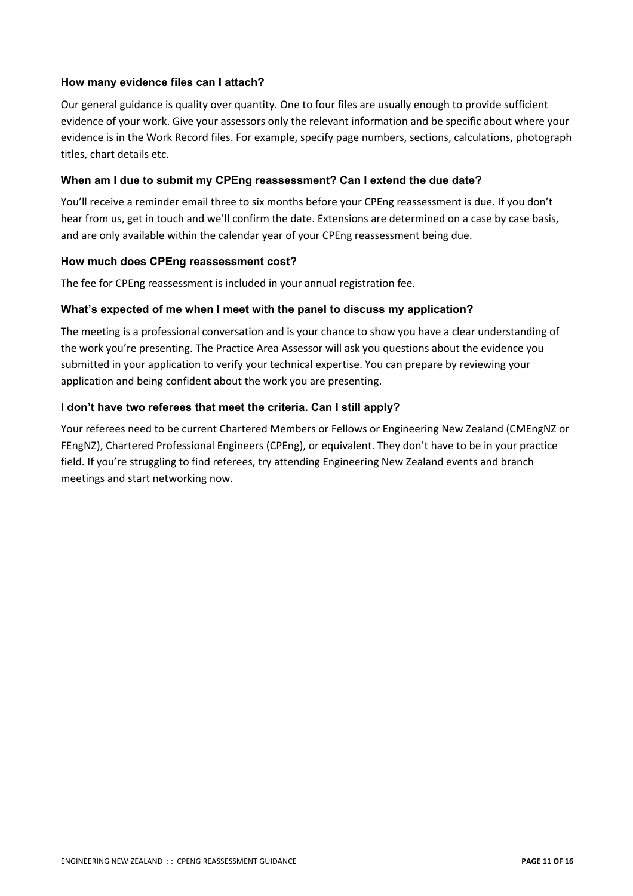### How many evidence files can I attach?

Our general guidance is quality over quantity. One to four files are usually enough to provide sufficient evidence of your work. Give your assessors only the relevant information and be specific about where your evidence is in the Work Record files. For example, specify page numbers, sections, calculations, photograph titles, chart details etc.

### When am I due to submit my CPEng reassessment? Can I extend the due date?

You'll receive a reminder email three to six months before your CPEng reassessment is due. If you don't hear from us, get in touch and we'll confirm the date. Extensions are determined on a case by case basis, and are only available within the calendar year of your CPEng reassessment being due.

### How much does CPEng reassessment cost?

The fee for CPEng reassessment is included in your annual registration fee.

### What's expected of me when I meet with the panel to discuss my application?

The meeting is a professional conversation and is your chance to show you have a clear understanding of the work you're presenting. The Practice Area Assessor will ask you questions about the evidence you submitted in your application to verify your technical expertise. You can prepare by reviewing your application and being confident about the work you are presenting.

### I don't have two referees that meet the criteria. Can I still apply?

Your referees need to be current Chartered Members or Fellows or Engineering New Zealand (CMEngNZ or FEngNZ), Chartered Professional Engineers (CPEng), or equivalent. They don't have to be in your practice field. If you're struggling to find referees, try attending Engineering New Zealand events and branch meetings and start networking now.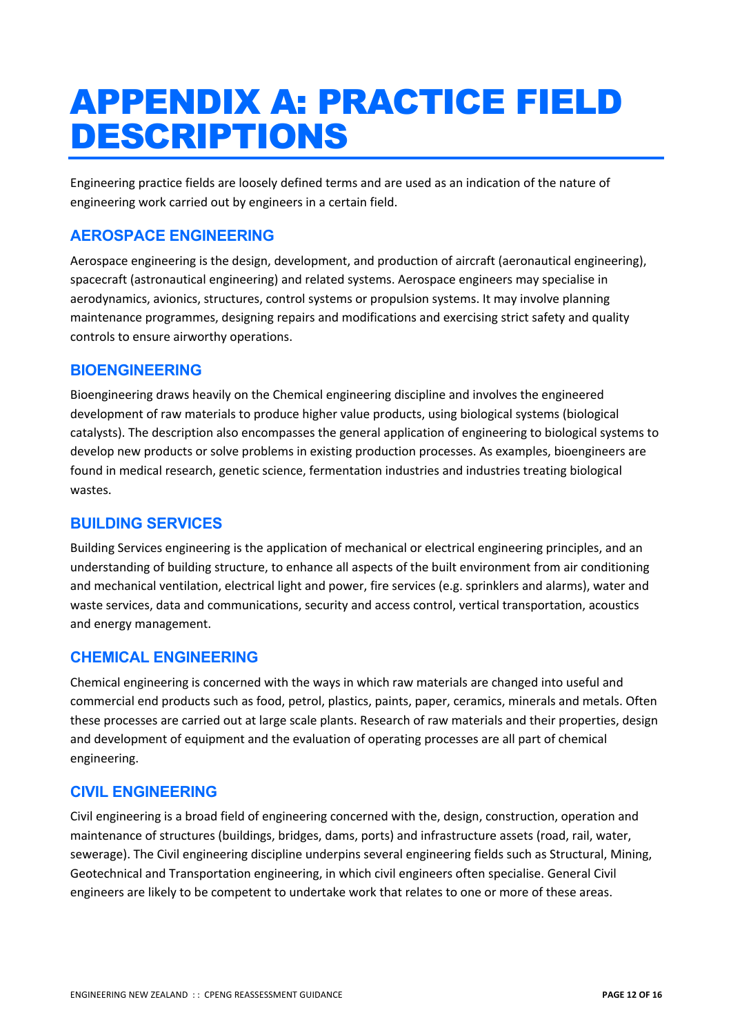# APPENDIX A: PRACTICE FIELD DESCRIPTIONS

Engineering practice fields are loosely defined terms and are used as an indication of the nature of engineering work carried out by engineers in a certain field.

## AEROSPACE ENGINEERING

Aerospace engineering is the design, development, and production of aircraft (aeronautical engineering), spacecraft (astronautical engineering) and related systems. Aerospace engineers may specialise in aerodynamics, avionics, structures, control systems or propulsion systems. It may involve planning maintenance programmes, designing repairs and modifications and exercising strict safety and quality controls to ensure airworthy operations.

## BIOENGINEERING

Bioengineering draws heavily on the Chemical engineering discipline and involves the engineered development of raw materials to produce higher value products, using biological systems (biological catalysts). The description also encompasses the general application of engineering to biological systems to develop new products or solve problems in existing production processes. As examples, bioengineers are found in medical research, genetic science, fermentation industries and industries treating biological wastes.

## BUILDING SERVICES

Building Services engineering is the application of mechanical or electrical engineering principles, and an understanding of building structure, to enhance all aspects of the built environment from air conditioning and mechanical ventilation, electrical light and power, fire services (e.g. sprinklers and alarms), water and waste services, data and communications, security and access control, vertical transportation, acoustics and energy management.

## CHEMICAL ENGINEERING

Chemical engineering is concerned with the ways in which raw materials are changed into useful and commercial end products such as food, petrol, plastics, paints, paper, ceramics, minerals and metals. Often these processes are carried out at large scale plants. Research of raw materials and their properties, design and development of equipment and the evaluation of operating processes are all part of chemical engineering.

## CIVIL ENGINEERING

Civil engineering is a broad field of engineering concerned with the, design, construction, operation and maintenance of structures (buildings, bridges, dams, ports) and infrastructure assets (road, rail, water, sewerage). The Civil engineering discipline underpins several engineering fields such as Structural, Mining, Geotechnical and Transportation engineering, in which civil engineers often specialise. General Civil engineers are likely to be competent to undertake work that relates to one or more of these areas.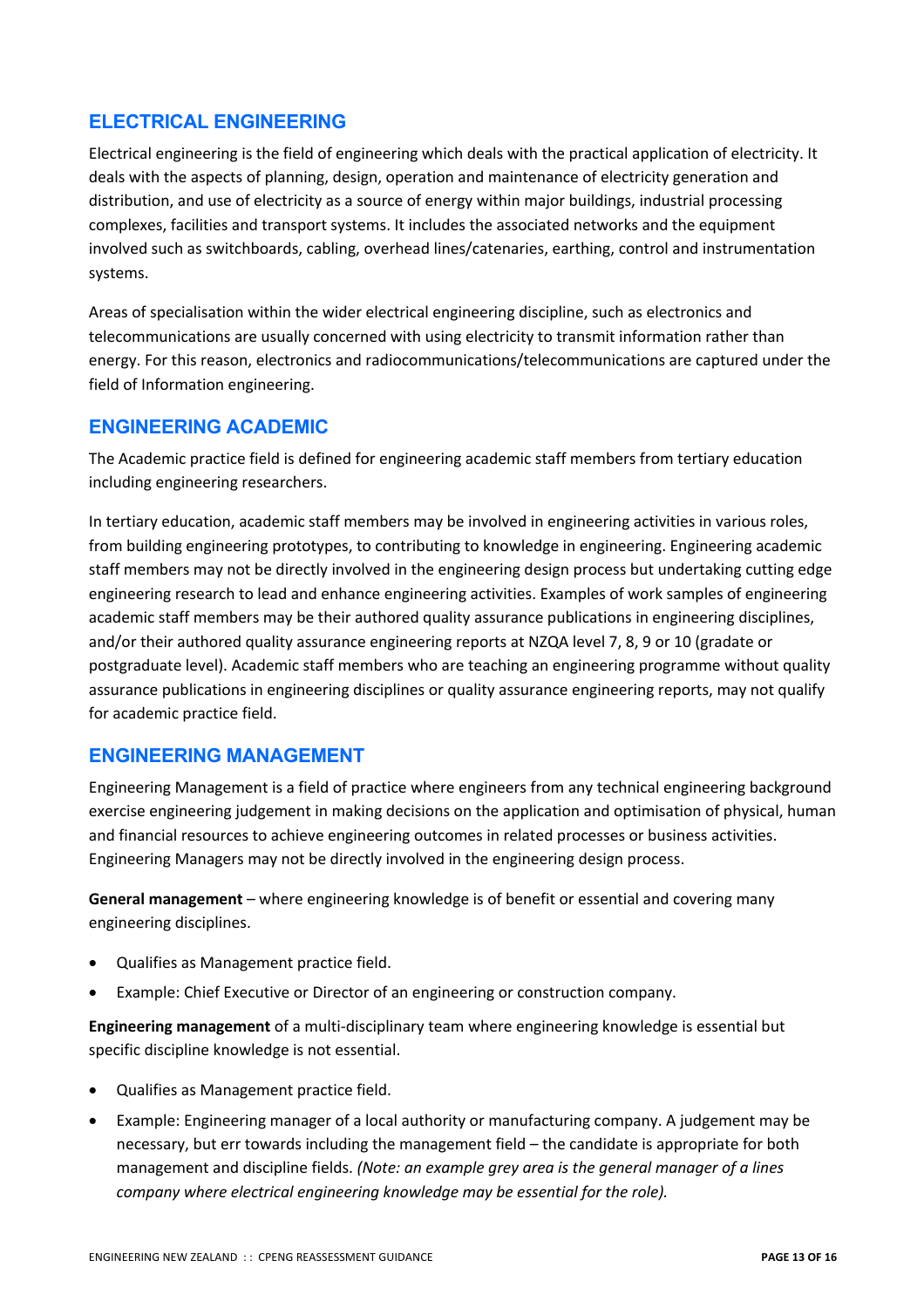## ELECTRICAL ENGINEERING

Electrical engineering is the field of engineering which deals with the practical application of electricity. It deals with the aspects of planning, design, operation and maintenance of electricity generation and distribution, and use of electricity as a source of energy within major buildings, industrial processing complexes, facilities and transport systems. It includes the associated networks and the equipment involved such as switchboards, cabling, overhead lines/catenaries, earthing, control and instrumentation systems.

Areas of specialisation within the wider electrical engineering discipline, such as electronics and telecommunications are usually concerned with using electricity to transmit information rather than energy. For this reason, electronics and radiocommunications/telecommunications are captured under the field of Information engineering.

## ENGINEERING ACADEMIC

The Academic practice field is defined for engineering academic staff members from tertiary education including engineering researchers.

In tertiary education, academic staff members may be involved in engineering activities in various roles, from building engineering prototypes, to contributing to knowledge in engineering. Engineering academic staff members may not be directly involved in the engineering design process but undertaking cutting edge engineering research to lead and enhance engineering activities. Examples of work samples of engineering academic staff members may be their authored quality assurance publications in engineering disciplines, and/or their authored quality assurance engineering reports at NZQA level 7, 8, 9 or 10 (gradate or postgraduate level). Academic staff members who are teaching an engineering programme without quality assurance publications in engineering disciplines or quality assurance engineering reports, may not qualify for academic practice field.

## ENGINEERING MANAGEMENT

Engineering Management is a field of practice where engineers from any technical engineering background exercise engineering judgement in making decisions on the application and optimisation of physical, human and financial resources to achieve engineering outcomes in related processes or business activities. Engineering Managers may not be directly involved in the engineering design process.

**General management** – where engineering knowledge is of benefit or essential and covering many engineering disciplines.

- Qualifies as Management practice field.
- Example: Chief Executive or Director of an engineering or construction company.

**Engineering management** of a multi-disciplinary team where engineering knowledge is essential but specific discipline knowledge is not essential.

- Qualifies as Management practice field.
- Example: Engineering manager of a local authority or manufacturing company. A judgement may be necessary, but err towards including the management field – the candidate is appropriate for both management and discipline fields. *(Note: an example grey area is the general manager of a lines company where electrical engineering knowledge may be essential for the role).*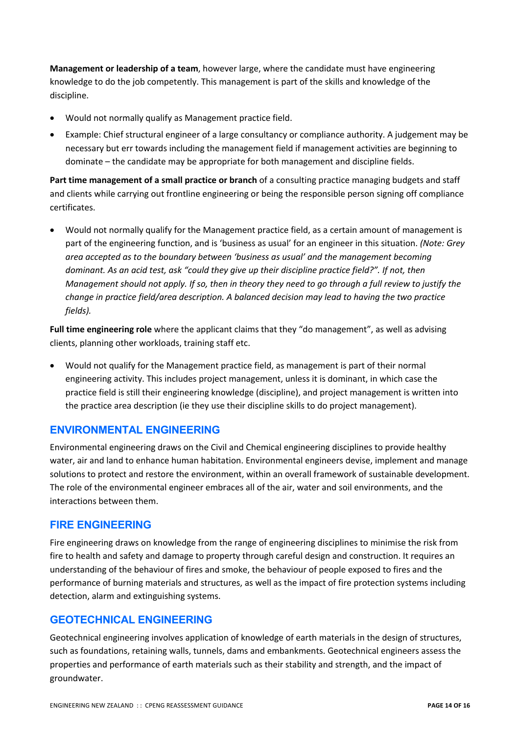**Management or leadership of a team**, however large, where the candidate must have engineering knowledge to do the job competently. This management is part of the skills and knowledge of the discipline.

- Would not normally qualify as Management practice field.
- Example: Chief structural engineer of a large consultancy or compliance authority. A judgement may be necessary but err towards including the management field if management activities are beginning to dominate – the candidate may be appropriate for both management and discipline fields.

**Part time management of a small practice or branch** of a consulting practice managing budgets and staff and clients while carrying out frontline engineering or being the responsible person signing off compliance certificates.

- Would not normally qualify for the Management practice field, as a certain amount of management is part of the engineering function, and is 'business as usual' for an engineer in this situation. *(Note: Grey area accepted as to the boundary between 'business as usual' and the management becoming dominant. As an acid test, ask "could they give up their discipline practice field?". If not, then Management should not apply. If so, then in theory they need to go through a full review to justify the change in practice field/area description. A balanced decision may lead to having the two practice fields).*

**Full time engineering role** where the applicant claims that they "do management", as well as advising clients, planning other workloads, training staff etc.

- Would not qualify for the Management practice field, as management is part of their normal engineering activity. This includes project management, unless it is dominant, in which case the practice field is still their engineering knowledge (discipline), and project management is written into the practice area description (ie they use their discipline skills to do project management).

## ENVIRONMENTAL ENGINEERING

Environmental engineering draws on the Civil and Chemical engineering disciplines to provide healthy water, air and land to enhance human habitation. Environmental engineers devise, implement and manage solutions to protect and restore the environment, within an overall framework of sustainable development. The role of the environmental engineer embraces all of the air, water and soil environments, and the interactions between them.

## FIRE ENGINEERING

Fire engineering draws on knowledge from the range of engineering disciplines to minimise the risk from fire to health and safety and damage to property through careful design and construction. It requires an understanding of the behaviour of fires and smoke, the behaviour of people exposed to fires and the performance of burning materials and structures, as well as the impact of fire protection systems including detection, alarm and extinguishing systems.

## GEOTECHNICAL ENGINEERING

Geotechnical engineering involves application of knowledge of earth materials in the design of structures, such as foundations, retaining walls, tunnels, dams and embankments. Geotechnical engineers assess the properties and performance of earth materials such as their stability and strength, and the impact of groundwater.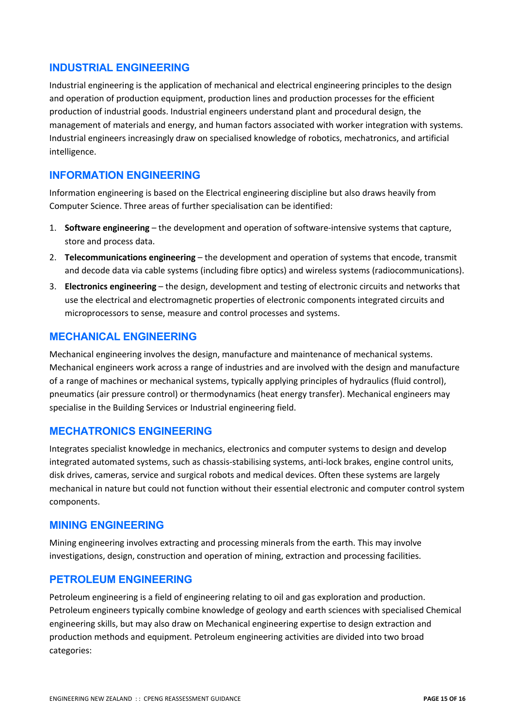## INDUSTRIAL ENGINEERING

Industrial engineering is the application of mechanical and electrical engineering principles to the design and operation of production equipment, production lines and production processes for the efficient production of industrial goods. Industrial engineers understand plant and procedural design, the management of materials and energy, and human factors associated with worker integration with systems. Industrial engineers increasingly draw on specialised knowledge of robotics, mechatronics, and artificial intelligence.

## INFORMATION ENGINEERING

Information engineering is based on the Electrical engineering discipline but also draws heavily from Computer Science. Three areas of further specialisation can be identified:

1. **Software engineering** – the development and operation of software-intensive systems that capture, store and process data.
2. **Telecommunications engineering** – the development and operation of systems that encode, transmit and decode data via cable systems (including fibre optics) and wireless systems (radiocommunications).
3. **Electronics engineering** – the design, development and testing of electronic circuits and networks that use the electrical and electromagnetic properties of electronic components integrated circuits and microprocessors to sense, measure and control processes and systems.

## MECHANICAL ENGINEERING

Mechanical engineering involves the design, manufacture and maintenance of mechanical systems. Mechanical engineers work across a range of industries and are involved with the design and manufacture of a range of machines or mechanical systems, typically applying principles of hydraulics (fluid control), pneumatics (air pressure control) or thermodynamics (heat energy transfer). Mechanical engineers may specialise in the Building Services or Industrial engineering field.

## MECHATRONICS ENGINEERING

Integrates specialist knowledge in mechanics, electronics and computer systems to design and develop integrated automated systems, such as chassis-stabilising systems, anti-lock brakes, engine control units, disk drives, cameras, service and surgical robots and medical devices. Often these systems are largely mechanical in nature but could not function without their essential electronic and computer control system components.

## MINING ENGINEERING

Mining engineering involves extracting and processing minerals from the earth. This may involve investigations, design, construction and operation of mining, extraction and processing facilities.

## PETROLEUM ENGINEERING

Petroleum engineering is a field of engineering relating to oil and gas exploration and production. Petroleum engineers typically combine knowledge of geology and earth sciences with specialised Chemical engineering skills, but may also draw on Mechanical engineering expertise to design extraction and production methods and equipment. Petroleum engineering activities are divided into two broad categories: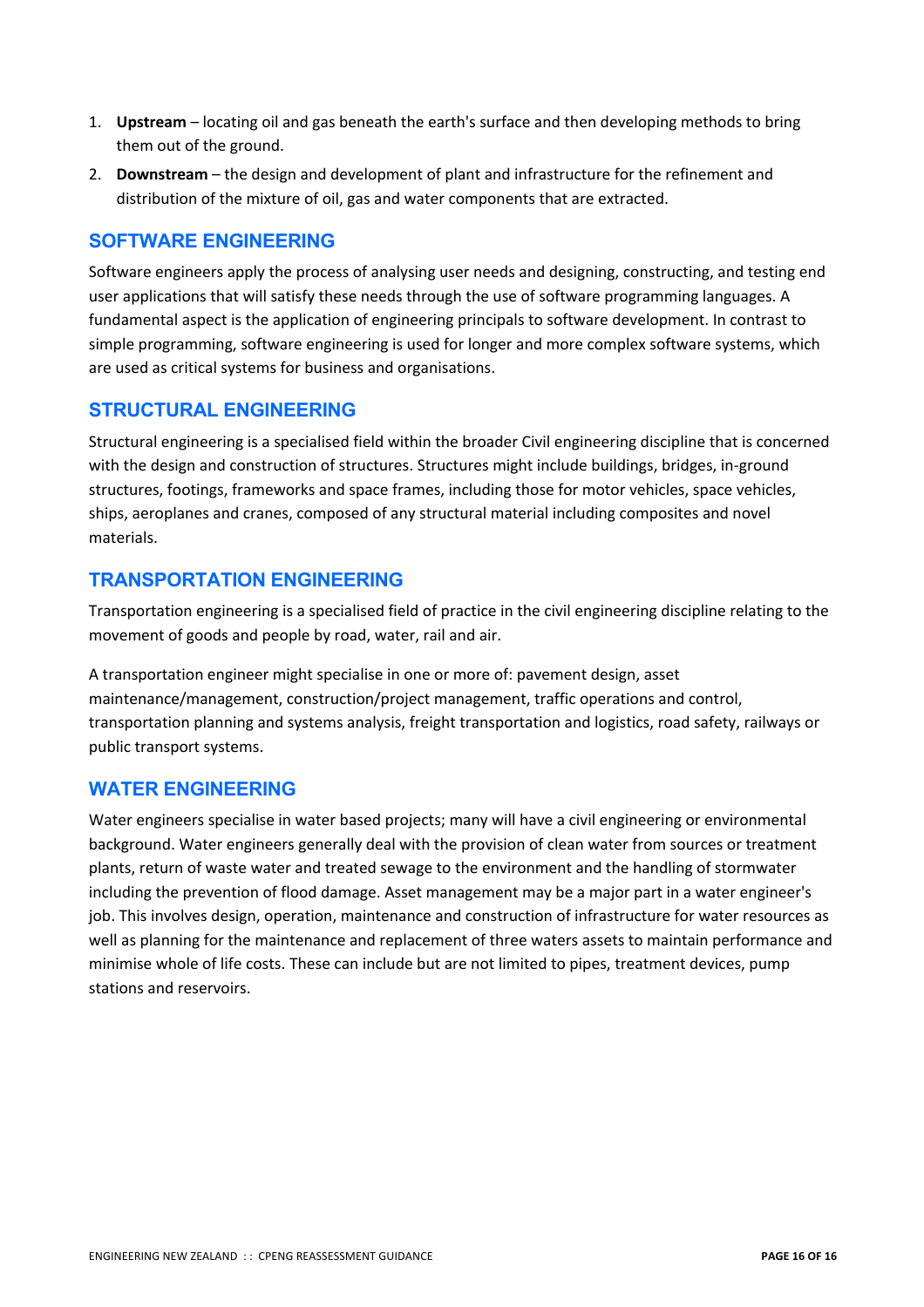1. **Upstream** – locating oil and gas beneath the earth's surface and then developing methods to bring them out of the ground.
2. **Downstream** – the design and development of plant and infrastructure for the refinement and distribution of the mixture of oil, gas and water components that are extracted.

## SOFTWARE ENGINEERING

Software engineers apply the process of analysing user needs and designing, constructing, and testing end user applications that will satisfy these needs through the use of software programming languages. A fundamental aspect is the application of engineering principals to software development. In contrast to simple programming, software engineering is used for longer and more complex software systems, which are used as critical systems for business and organisations.

## STRUCTURAL ENGINEERING

Structural engineering is a specialised field within the broader Civil engineering discipline that is concerned with the design and construction of structures. Structures might include buildings, bridges, in-ground structures, footings, frameworks and space frames, including those for motor vehicles, space vehicles, ships, aeroplanes and cranes, composed of any structural material including composites and novel materials.

## TRANSPORTATION ENGINEERING

Transportation engineering is a specialised field of practice in the civil engineering discipline relating to the movement of goods and people by road, water, rail and air.

A transportation engineer might specialise in one or more of: pavement design, asset maintenance/management, construction/project management, traffic operations and control, transportation planning and systems analysis, freight transportation and logistics, road safety, railways or public transport systems.

## WATER ENGINEERING

Water engineers specialise in water based projects; many will have a civil engineering or environmental background. Water engineers generally deal with the provision of clean water from sources or treatment plants, return of waste water and treated sewage to the environment and the handling of stormwater including the prevention of flood damage. Asset management may be a major part in a water engineer's job. This involves design, operation, maintenance and construction of infrastructure for water resources as well as planning for the maintenance and replacement of three waters assets to maintain performance and minimise whole of life costs. These can include but are not limited to pipes, treatment devices, pump stations and reservoirs.